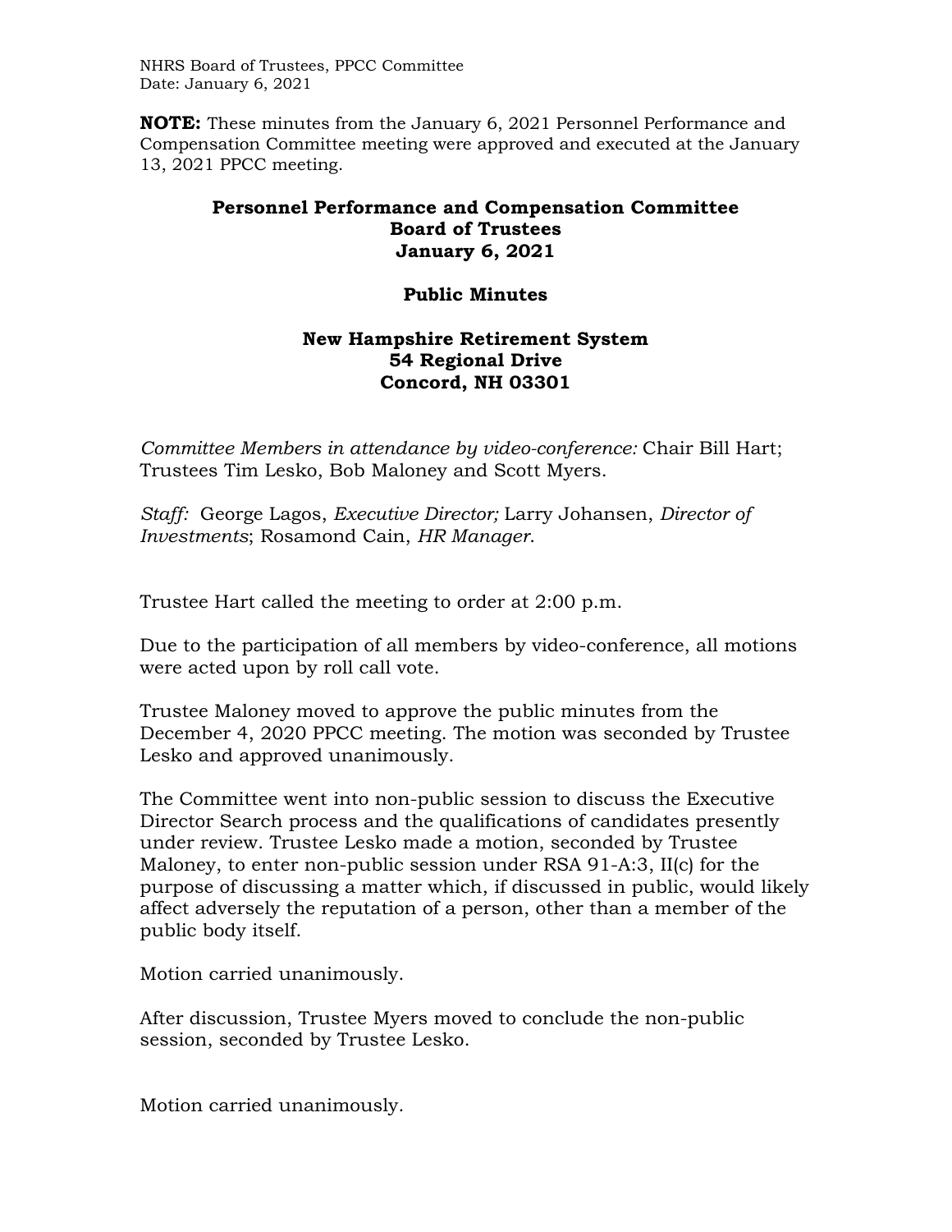**NOTE:** These minutes from the January 6, 2021 Personnel Performance and Compensation Committee meeting were approved and executed at the January 13, 2021 PPCC meeting.

# Personnel Performance and Compensation Committee
# Board of Trustees
# January 6, 2021

## Public Minutes

### New Hampshire Retirement System
### 54 Regional Drive
### Concord, NH 03301

*Committee Members in attendance by video-conference:* Chair Bill Hart; Trustees Tim Lesko, Bob Maloney and Scott Myers.

*Staff:* George Lagos, *Executive Director;* Larry Johansen, *Director of Investments*; Rosamond Cain, *HR Manager*.

Trustee Hart called the meeting to order at 2:00 p.m.

Due to the participation of all members by video-conference, all motions were acted upon by roll call vote.

Trustee Maloney moved to approve the public minutes from the December 4, 2020 PPCC meeting. The motion was seconded by Trustee Lesko and approved unanimously.

The Committee went into non-public session to discuss the Executive Director Search process and the qualifications of candidates presently under review. Trustee Lesko made a motion, seconded by Trustee Maloney, to enter non-public session under RSA 91-A:3, II(c) for the purpose of discussing a matter which, if discussed in public, would likely affect adversely the reputation of a person, other than a member of the public body itself.

Motion carried unanimously.

After discussion, Trustee Myers moved to conclude the non-public session, seconded by Trustee Lesko.

Motion carried unanimously.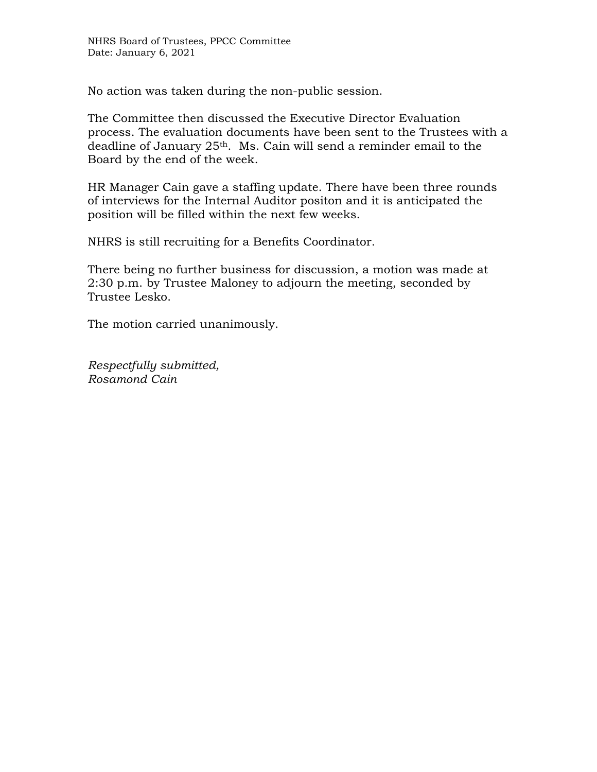No action was taken during the non-public session.

The Committee then discussed the Executive Director Evaluation process. The evaluation documents have been sent to the Trustees with a deadline of January 25th. Ms. Cain will send a reminder email to the Board by the end of the week.

HR Manager Cain gave a staffing update. There have been three rounds of interviews for the Internal Auditor positon and it is anticipated the position will be filled within the next few weeks.

NHRS is still recruiting for a Benefits Coordinator.

There being no further business for discussion, a motion was made at 2:30 p.m. by Trustee Maloney to adjourn the meeting, seconded by Trustee Lesko.

The motion carried unanimously.

*Respectfully submitted,*
*Rosamond Cain*